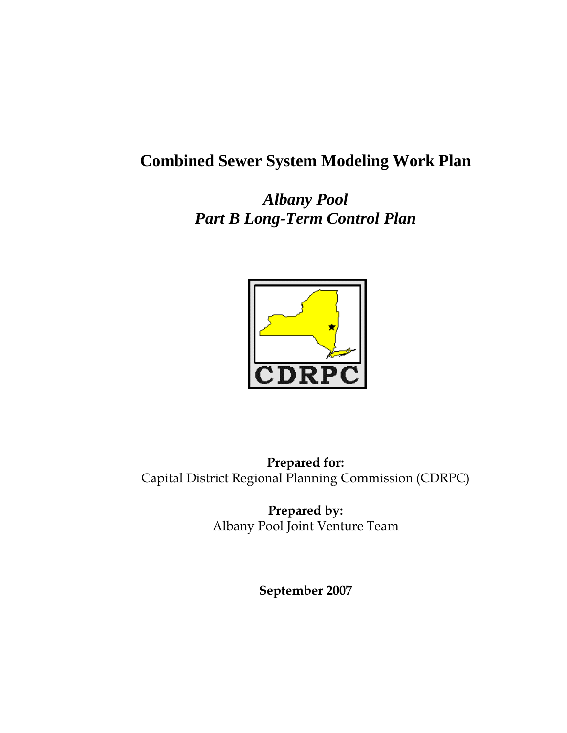# Combined Sewer System Modeling Work Plan

## *Albany Pool*
## *Part B Long-Term Control Plan*

**Prepared for:**
Capital District Regional Planning Commission (CDRPC)

**Prepared by:**
Albany Pool Joint Venture Team

**September 2007**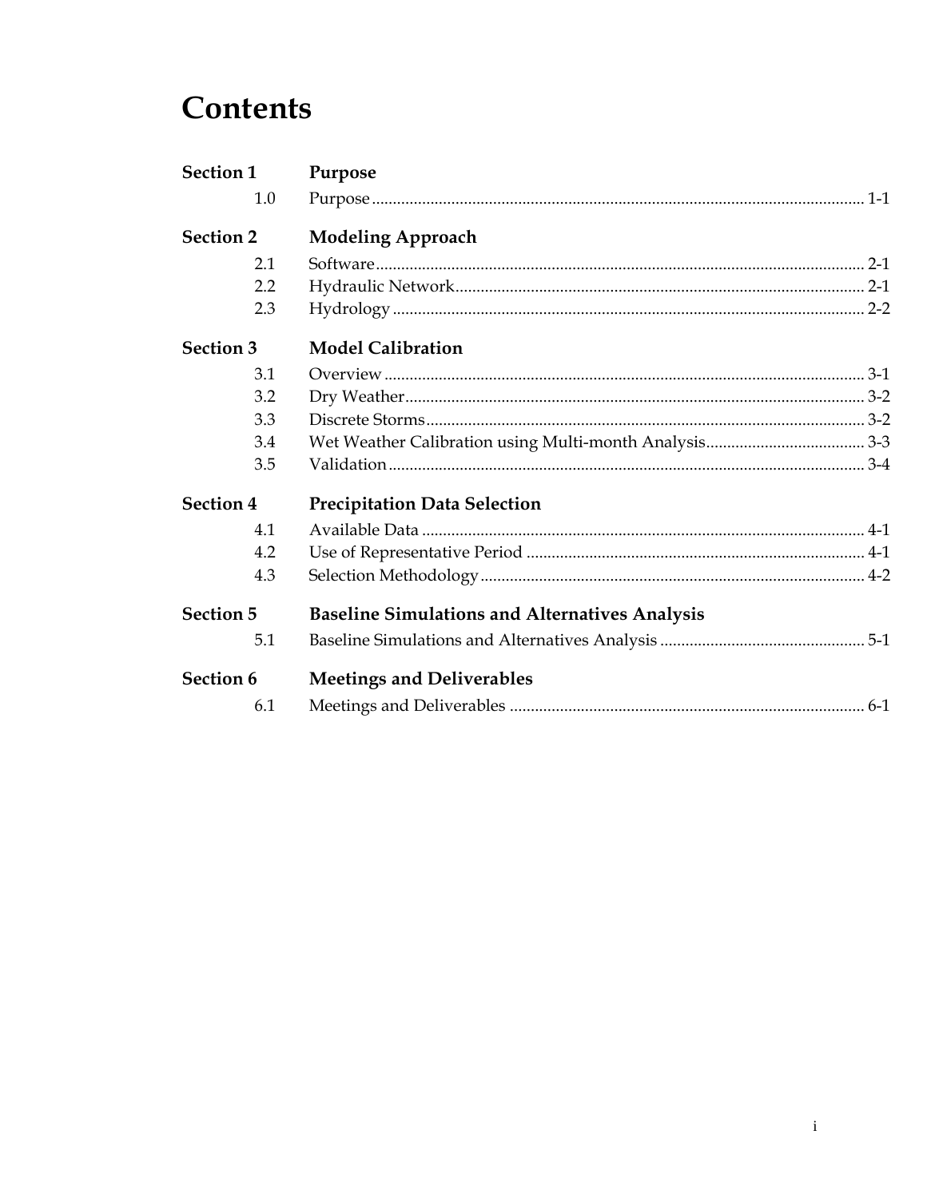# Contents

| | | |
|---|---|---|
| **Section 1** | **Purpose** | |
| 1.0 | Purpose | 1-1 |
| **Section 2** | **Modeling Approach** | |
| 2.1 | Software | 2-1 |
| 2.2 | Hydraulic Network | 2-1 |
| 2.3 | Hydrology | 2-2 |
| **Section 3** | **Model Calibration** | |
| 3.1 | Overview | 3-1 |
| 3.2 | Dry Weather | 3-2 |
| 3.3 | Discrete Storms | 3-2 |
| 3.4 | Wet Weather Calibration using Multi-month Analysis | 3-3 |
| 3.5 | Validation | 3-4 |
| **Section 4** | **Precipitation Data Selection** | |
| 4.1 | Available Data | 4-1 |
| 4.2 | Use of Representative Period | 4-1 |
| 4.3 | Selection Methodology | 4-2 |
| **Section 5** | **Baseline Simulations and Alternatives Analysis** | |
| 5.1 | Baseline Simulations and Alternatives Analysis | 5-1 |
| **Section 6** | **Meetings and Deliverables** | |
| 6.1 | Meetings and Deliverables | 6-1 |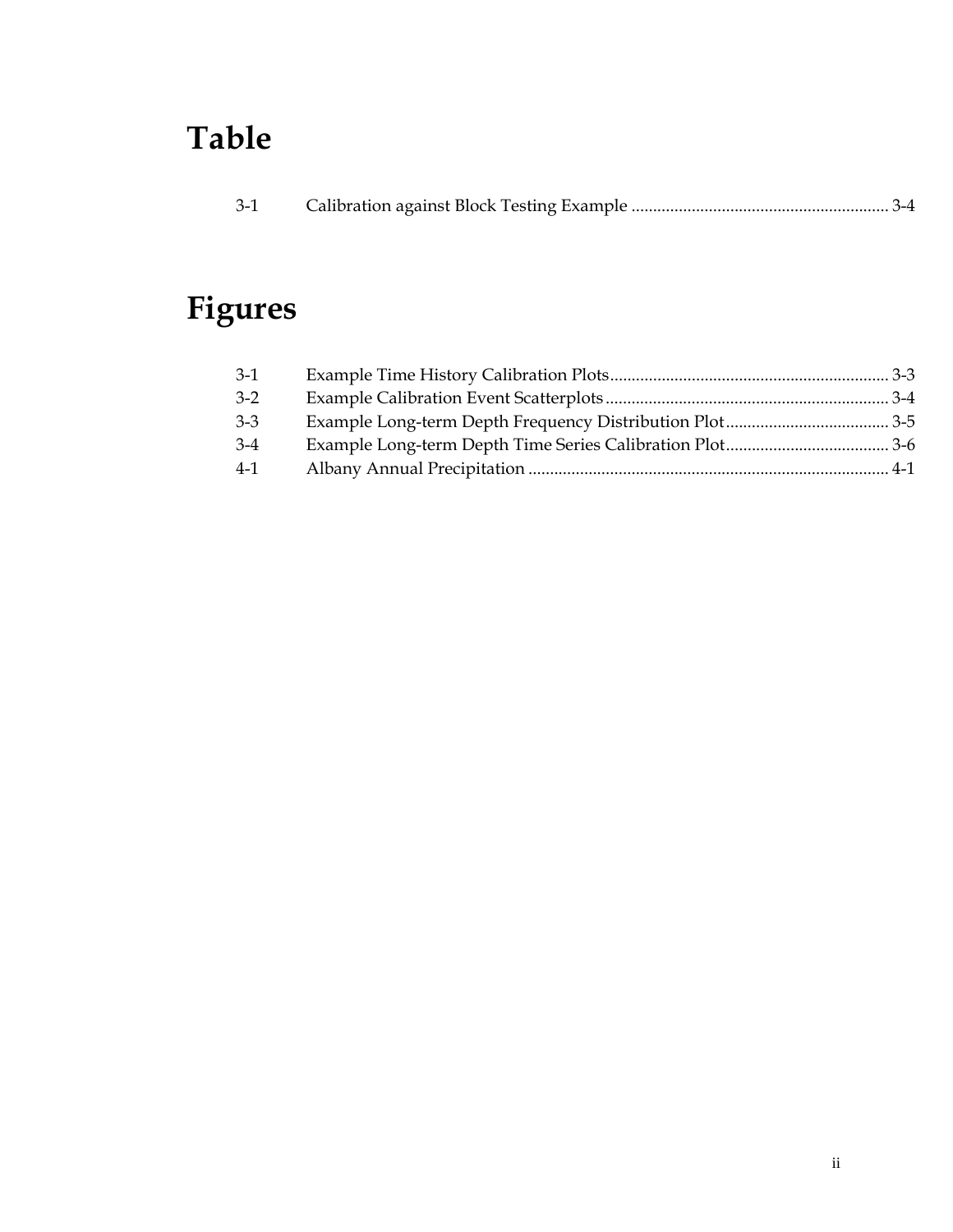# Table

| | | |
|---|---|---|
| 3-1 | Calibration against Block Testing Example | 3-4 |

# Figures

| | | |
|---|---|---|
| 3-1 | Example Time History Calibration Plots | 3-3 |
| 3-2 | Example Calibration Event Scatterplots | 3-4 |
| 3-3 | Example Long-term Depth Frequency Distribution Plot | 3-5 |
| 3-4 | Example Long-term Depth Time Series Calibration Plot | 3-6 |
| 4-1 | Albany Annual Precipitation | 4-1 |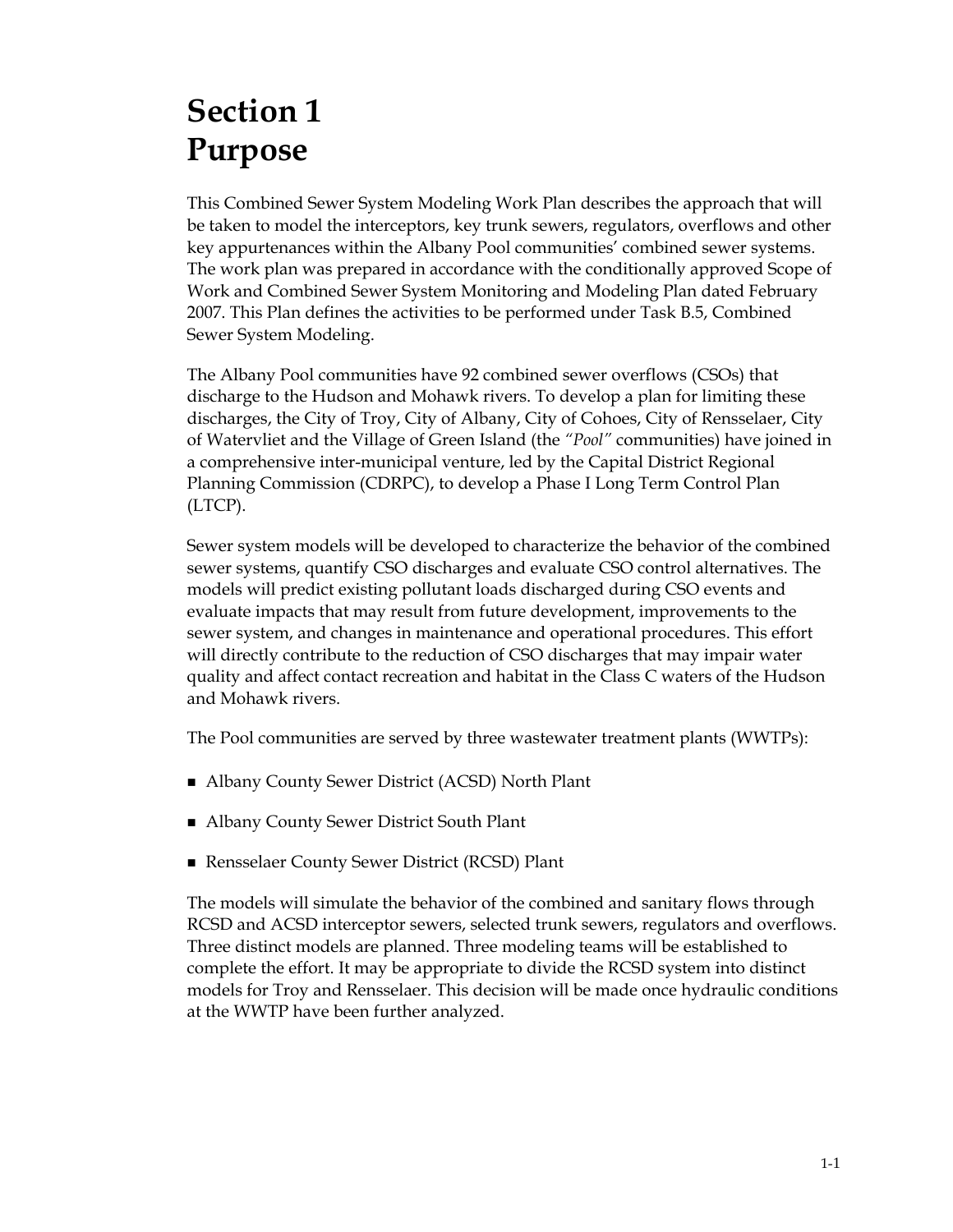# Section 1
# Purpose

This Combined Sewer System Modeling Work Plan describes the approach that will be taken to model the interceptors, key trunk sewers, regulators, overflows and other key appurtenances within the Albany Pool communities' combined sewer systems. The work plan was prepared in accordance with the conditionally approved Scope of Work and Combined Sewer System Monitoring and Modeling Plan dated February 2007. This Plan defines the activities to be performed under Task B.5, Combined Sewer System Modeling.

The Albany Pool communities have 92 combined sewer overflows (CSOs) that discharge to the Hudson and Mohawk rivers. To develop a plan for limiting these discharges, the City of Troy, City of Albany, City of Cohoes, City of Rensselaer, City of Watervliet and the Village of Green Island (the *"Pool"* communities) have joined in a comprehensive inter-municipal venture, led by the Capital District Regional Planning Commission (CDRPC), to develop a Phase I Long Term Control Plan (LTCP).

Sewer system models will be developed to characterize the behavior of the combined sewer systems, quantify CSO discharges and evaluate CSO control alternatives. The models will predict existing pollutant loads discharged during CSO events and evaluate impacts that may result from future development, improvements to the sewer system, and changes in maintenance and operational procedures. This effort will directly contribute to the reduction of CSO discharges that may impair water quality and affect contact recreation and habitat in the Class C waters of the Hudson and Mohawk rivers.

The Pool communities are served by three wastewater treatment plants (WWTPs):

- Albany County Sewer District (ACSD) North Plant
- Albany County Sewer District South Plant
- Rensselaer County Sewer District (RCSD) Plant

The models will simulate the behavior of the combined and sanitary flows through RCSD and ACSD interceptor sewers, selected trunk sewers, regulators and overflows. Three distinct models are planned. Three modeling teams will be established to complete the effort. It may be appropriate to divide the RCSD system into distinct models for Troy and Rensselaer. This decision will be made once hydraulic conditions at the WWTP have been further analyzed.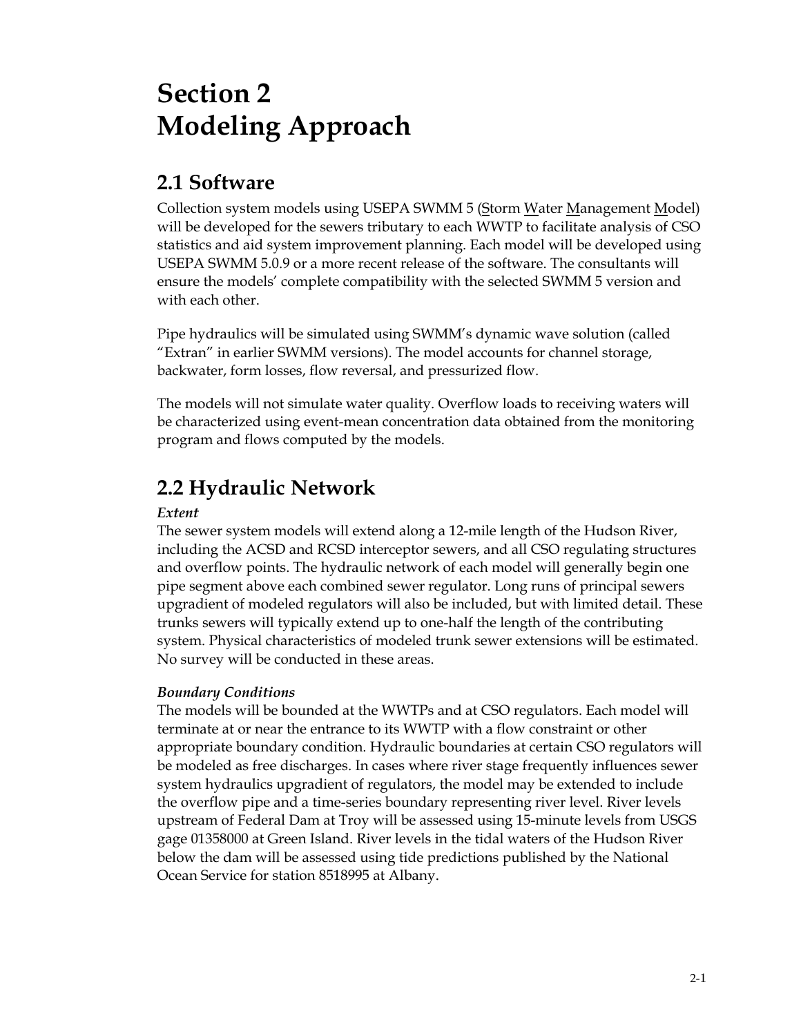# Section 2
# Modeling Approach

## 2.1 Software

Collection system models using USEPA SWMM 5 (Storm Water Management Model) will be developed for the sewers tributary to each WWTP to facilitate analysis of CSO statistics and aid system improvement planning. Each model will be developed using USEPA SWMM 5.0.9 or a more recent release of the software. The consultants will ensure the models' complete compatibility with the selected SWMM 5 version and with each other.

Pipe hydraulics will be simulated using SWMM's dynamic wave solution (called "Extran" in earlier SWMM versions). The model accounts for channel storage, backwater, form losses, flow reversal, and pressurized flow.

The models will not simulate water quality. Overflow loads to receiving waters will be characterized using event-mean concentration data obtained from the monitoring program and flows computed by the models.

## 2.2 Hydraulic Network

***Extent***

The sewer system models will extend along a 12-mile length of the Hudson River, including the ACSD and RCSD interceptor sewers, and all CSO regulating structures and overflow points. The hydraulic network of each model will generally begin one pipe segment above each combined sewer regulator. Long runs of principal sewers upgradient of modeled regulators will also be included, but with limited detail. These trunks sewers will typically extend up to one-half the length of the contributing system. Physical characteristics of modeled trunk sewer extensions will be estimated. No survey will be conducted in these areas.

***Boundary Conditions***

The models will be bounded at the WWTPs and at CSO regulators. Each model will terminate at or near the entrance to its WWTP with a flow constraint or other appropriate boundary condition. Hydraulic boundaries at certain CSO regulators will be modeled as free discharges. In cases where river stage frequently influences sewer system hydraulics upgradient of regulators, the model may be extended to include the overflow pipe and a time-series boundary representing river level. River levels upstream of Federal Dam at Troy will be assessed using 15-minute levels from USGS gage 01358000 at Green Island. River levels in the tidal waters of the Hudson River below the dam will be assessed using tide predictions published by the National Ocean Service for station 8518995 at Albany.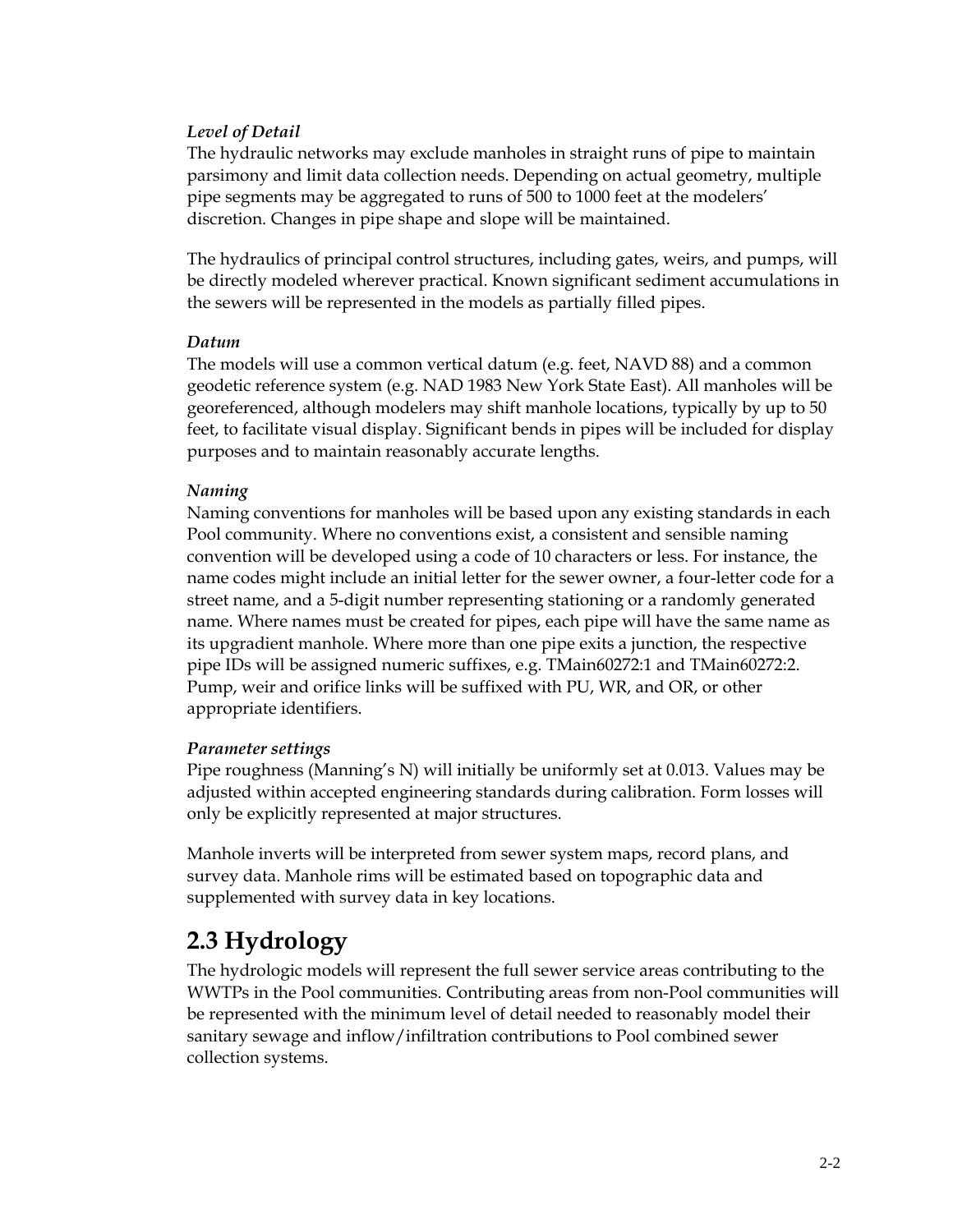*Level of Detail*
The hydraulic networks may exclude manholes in straight runs of pipe to maintain parsimony and limit data collection needs. Depending on actual geometry, multiple pipe segments may be aggregated to runs of 500 to 1000 feet at the modelers' discretion. Changes in pipe shape and slope will be maintained.

The hydraulics of principal control structures, including gates, weirs, and pumps, will be directly modeled wherever practical. Known significant sediment accumulations in the sewers will be represented in the models as partially filled pipes.

*Datum*
The models will use a common vertical datum (e.g. feet, NAVD 88) and a common geodetic reference system (e.g. NAD 1983 New York State East). All manholes will be georeferenced, although modelers may shift manhole locations, typically by up to 50 feet, to facilitate visual display. Significant bends in pipes will be included for display purposes and to maintain reasonably accurate lengths.

*Naming*
Naming conventions for manholes will be based upon any existing standards in each Pool community. Where no conventions exist, a consistent and sensible naming convention will be developed using a code of 10 characters or less. For instance, the name codes might include an initial letter for the sewer owner, a four-letter code for a street name, and a 5-digit number representing stationing or a randomly generated name. Where names must be created for pipes, each pipe will have the same name as its upgradient manhole. Where more than one pipe exits a junction, the respective pipe IDs will be assigned numeric suffixes, e.g. TMain60272:1 and TMain60272:2. Pump, weir and orifice links will be suffixed with PU, WR, and OR, or other appropriate identifiers.

*Parameter settings*
Pipe roughness (Manning's N) will initially be uniformly set at 0.013. Values may be adjusted within accepted engineering standards during calibration. Form losses will only be explicitly represented at major structures.

Manhole inverts will be interpreted from sewer system maps, record plans, and survey data. Manhole rims will be estimated based on topographic data and supplemented with survey data in key locations.

## 2.3 Hydrology

The hydrologic models will represent the full sewer service areas contributing to the WWTPs in the Pool communities. Contributing areas from non-Pool communities will be represented with the minimum level of detail needed to reasonably model their sanitary sewage and inflow/infiltration contributions to Pool combined sewer collection systems.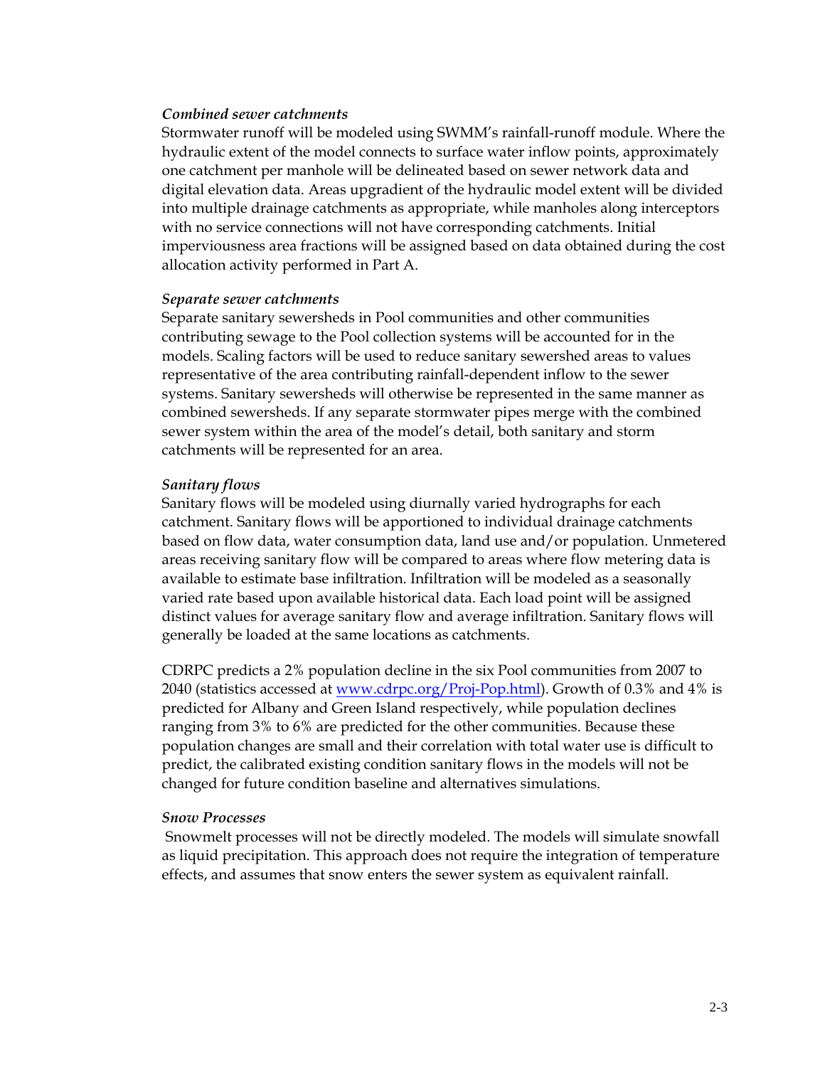*Combined sewer catchments*

Stormwater runoff will be modeled using SWMM's rainfall-runoff module. Where the hydraulic extent of the model connects to surface water inflow points, approximately one catchment per manhole will be delineated based on sewer network data and digital elevation data. Areas upgradient of the hydraulic model extent will be divided into multiple drainage catchments as appropriate, while manholes along interceptors with no service connections will not have corresponding catchments. Initial imperviousness area fractions will be assigned based on data obtained during the cost allocation activity performed in Part A.

*Separate sewer catchments*

Separate sanitary sewersheds in Pool communities and other communities contributing sewage to the Pool collection systems will be accounted for in the models. Scaling factors will be used to reduce sanitary sewershed areas to values representative of the area contributing rainfall-dependent inflow to the sewer systems. Sanitary sewersheds will otherwise be represented in the same manner as combined sewersheds. If any separate stormwater pipes merge with the combined sewer system within the area of the model's detail, both sanitary and storm catchments will be represented for an area.

*Sanitary flows*

Sanitary flows will be modeled using diurnally varied hydrographs for each catchment. Sanitary flows will be apportioned to individual drainage catchments based on flow data, water consumption data, land use and/or population. Unmetered areas receiving sanitary flow will be compared to areas where flow metering data is available to estimate base infiltration. Infiltration will be modeled as a seasonally varied rate based upon available historical data. Each load point will be assigned distinct values for average sanitary flow and average infiltration. Sanitary flows will generally be loaded at the same locations as catchments.

CDRPC predicts a 2% population decline in the six Pool communities from 2007 to 2040 (statistics accessed at [www.cdrpc.org/Proj-Pop.html](www.cdrpc.org/Proj-Pop.html)). Growth of 0.3% and 4% is predicted for Albany and Green Island respectively, while population declines ranging from 3% to 6% are predicted for the other communities. Because these population changes are small and their correlation with total water use is difficult to predict, the calibrated existing condition sanitary flows in the models will not be changed for future condition baseline and alternatives simulations.

*Snow Processes*

Snowmelt processes will not be directly modeled. The models will simulate snowfall as liquid precipitation. This approach does not require the integration of temperature effects, and assumes that snow enters the sewer system as equivalent rainfall.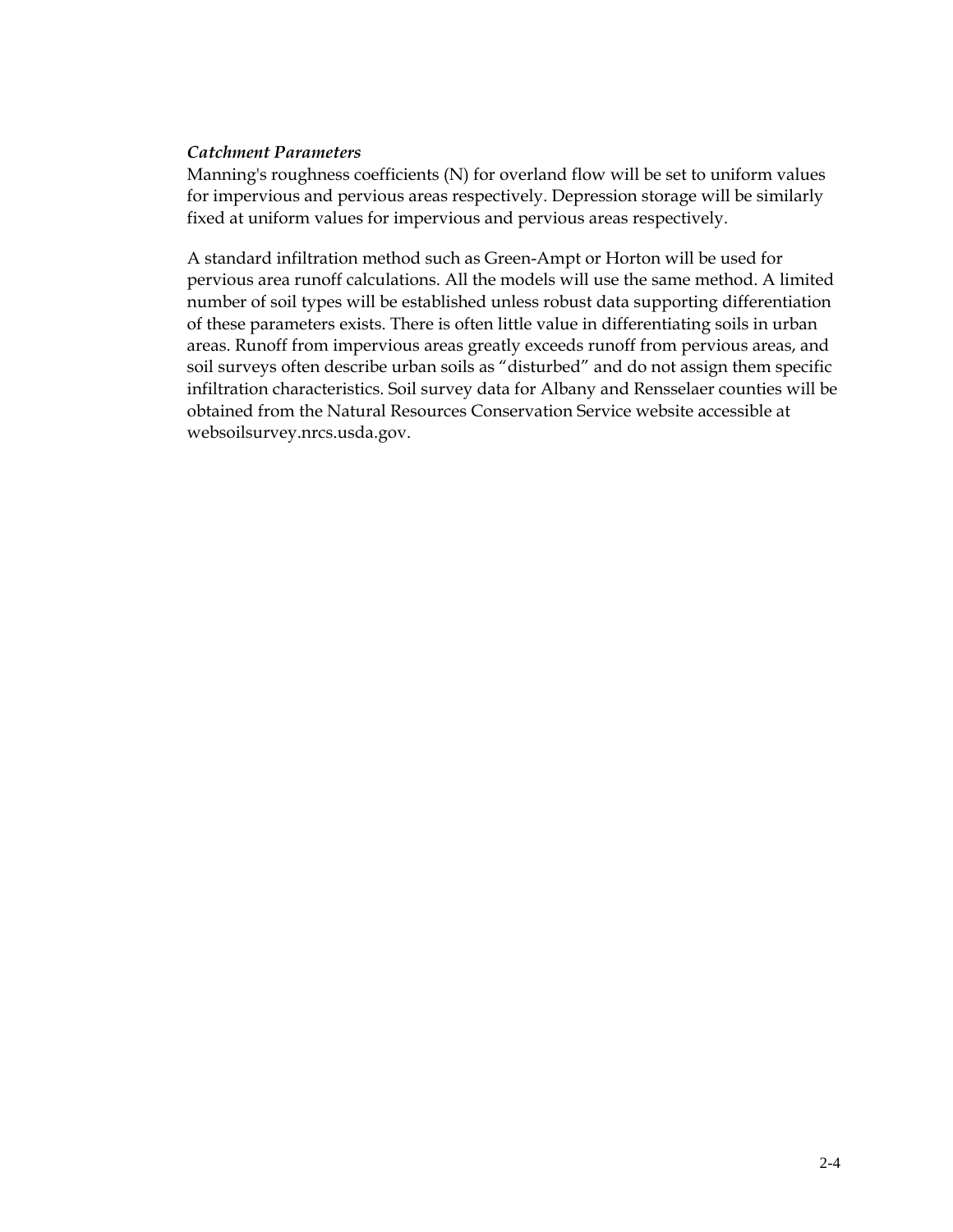***Catchment Parameters***

Manning's roughness coefficients (N) for overland flow will be set to uniform values for impervious and pervious areas respectively. Depression storage will be similarly fixed at uniform values for impervious and pervious areas respectively.

A standard infiltration method such as Green-Ampt or Horton will be used for pervious area runoff calculations. All the models will use the same method. A limited number of soil types will be established unless robust data supporting differentiation of these parameters exists. There is often little value in differentiating soils in urban areas. Runoff from impervious areas greatly exceeds runoff from pervious areas, and soil surveys often describe urban soils as "disturbed" and do not assign them specific infiltration characteristics. Soil survey data for Albany and Rensselaer counties will be obtained from the Natural Resources Conservation Service website accessible at websoilsurvey.nrcs.usda.gov.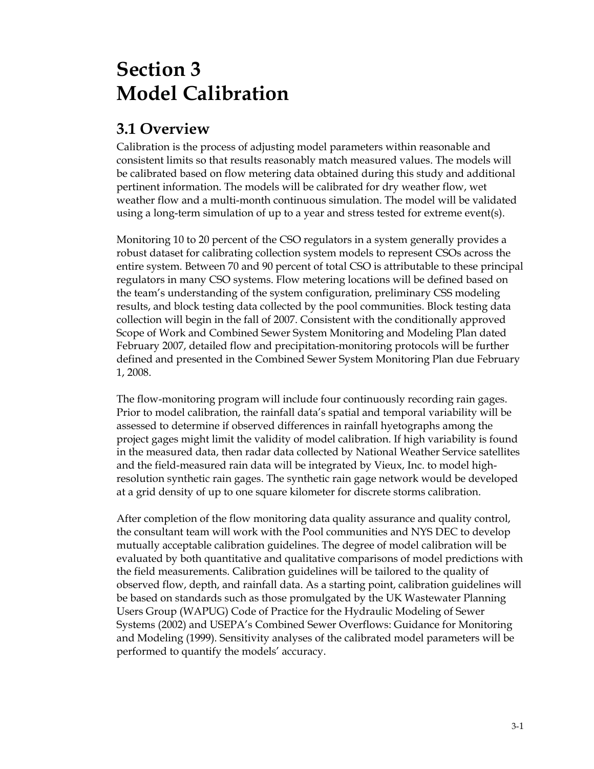# Section 3 Model Calibration

## 3.1 Overview

Calibration is the process of adjusting model parameters within reasonable and consistent limits so that results reasonably match measured values. The models will be calibrated based on flow metering data obtained during this study and additional pertinent information. The models will be calibrated for dry weather flow, wet weather flow and a multi-month continuous simulation. The model will be validated using a long-term simulation of up to a year and stress tested for extreme event(s).

Monitoring 10 to 20 percent of the CSO regulators in a system generally provides a robust dataset for calibrating collection system models to represent CSOs across the entire system. Between 70 and 90 percent of total CSO is attributable to these principal regulators in many CSO systems. Flow metering locations will be defined based on the team's understanding of the system configuration, preliminary CSS modeling results, and block testing data collected by the pool communities. Block testing data collection will begin in the fall of 2007. Consistent with the conditionally approved Scope of Work and Combined Sewer System Monitoring and Modeling Plan dated February 2007, detailed flow and precipitation-monitoring protocols will be further defined and presented in the Combined Sewer System Monitoring Plan due February 1, 2008.

The flow-monitoring program will include four continuously recording rain gages. Prior to model calibration, the rainfall data's spatial and temporal variability will be assessed to determine if observed differences in rainfall hyetographs among the project gages might limit the validity of model calibration. If high variability is found in the measured data, then radar data collected by National Weather Service satellites and the field-measured rain data will be integrated by Vieux, Inc. to model high-resolution synthetic rain gages. The synthetic rain gage network would be developed at a grid density of up to one square kilometer for discrete storms calibration.

After completion of the flow monitoring data quality assurance and quality control, the consultant team will work with the Pool communities and NYS DEC to develop mutually acceptable calibration guidelines. The degree of model calibration will be evaluated by both quantitative and qualitative comparisons of model predictions with the field measurements. Calibration guidelines will be tailored to the quality of observed flow, depth, and rainfall data. As a starting point, calibration guidelines will be based on standards such as those promulgated by the UK Wastewater Planning Users Group (WAPUG) Code of Practice for the Hydraulic Modeling of Sewer Systems (2002) and USEPA's Combined Sewer Overflows: Guidance for Monitoring and Modeling (1999). Sensitivity analyses of the calibrated model parameters will be performed to quantify the models' accuracy.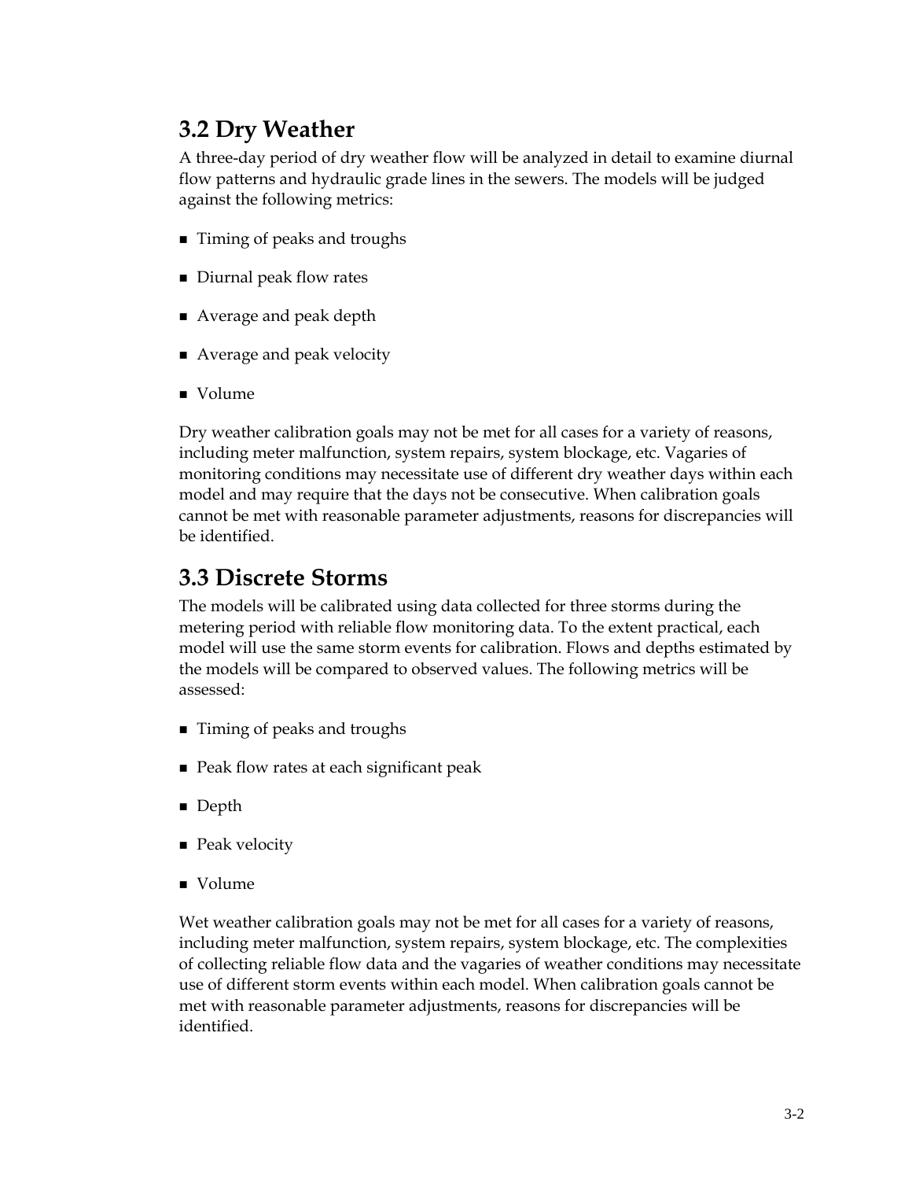## 3.2 Dry Weather

A three-day period of dry weather flow will be analyzed in detail to examine diurnal flow patterns and hydraulic grade lines in the sewers. The models will be judged against the following metrics:

- Timing of peaks and troughs
- Diurnal peak flow rates
- Average and peak depth
- Average and peak velocity
- Volume

Dry weather calibration goals may not be met for all cases for a variety of reasons, including meter malfunction, system repairs, system blockage, etc. Vagaries of monitoring conditions may necessitate use of different dry weather days within each model and may require that the days not be consecutive. When calibration goals cannot be met with reasonable parameter adjustments, reasons for discrepancies will be identified.

## 3.3 Discrete Storms

The models will be calibrated using data collected for three storms during the metering period with reliable flow monitoring data. To the extent practical, each model will use the same storm events for calibration. Flows and depths estimated by the models will be compared to observed values. The following metrics will be assessed:

- Timing of peaks and troughs
- Peak flow rates at each significant peak
- Depth
- Peak velocity
- Volume

Wet weather calibration goals may not be met for all cases for a variety of reasons, including meter malfunction, system repairs, system blockage, etc. The complexities of collecting reliable flow data and the vagaries of weather conditions may necessitate use of different storm events within each model. When calibration goals cannot be met with reasonable parameter adjustments, reasons for discrepancies will be identified.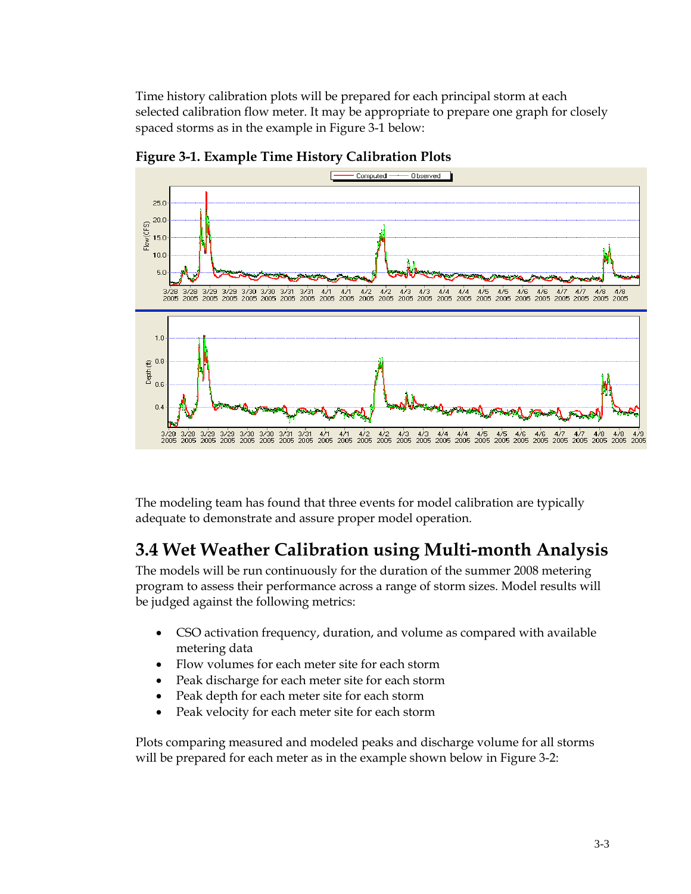Time history calibration plots will be prepared for each principal storm at each selected calibration flow meter. It may be appropriate to prepare one graph for closely spaced storms as in the example in Figure 3-1 below:

**Figure 3-1. Example Time History Calibration Plots**

The modeling team has found that three events for model calibration are typically adequate to demonstrate and assure proper model operation.

## 3.4 Wet Weather Calibration using Multi-month Analysis

The models will be run continuously for the duration of the summer 2008 metering program to assess their performance across a range of storm sizes. Model results will be judged against the following metrics:

- CSO activation frequency, duration, and volume as compared with available metering data
- Flow volumes for each meter site for each storm
- Peak discharge for each meter site for each storm
- Peak depth for each meter site for each storm
- Peak velocity for each meter site for each storm

Plots comparing measured and modeled peaks and discharge volume for all storms will be prepared for each meter as in the example shown below in Figure 3-2: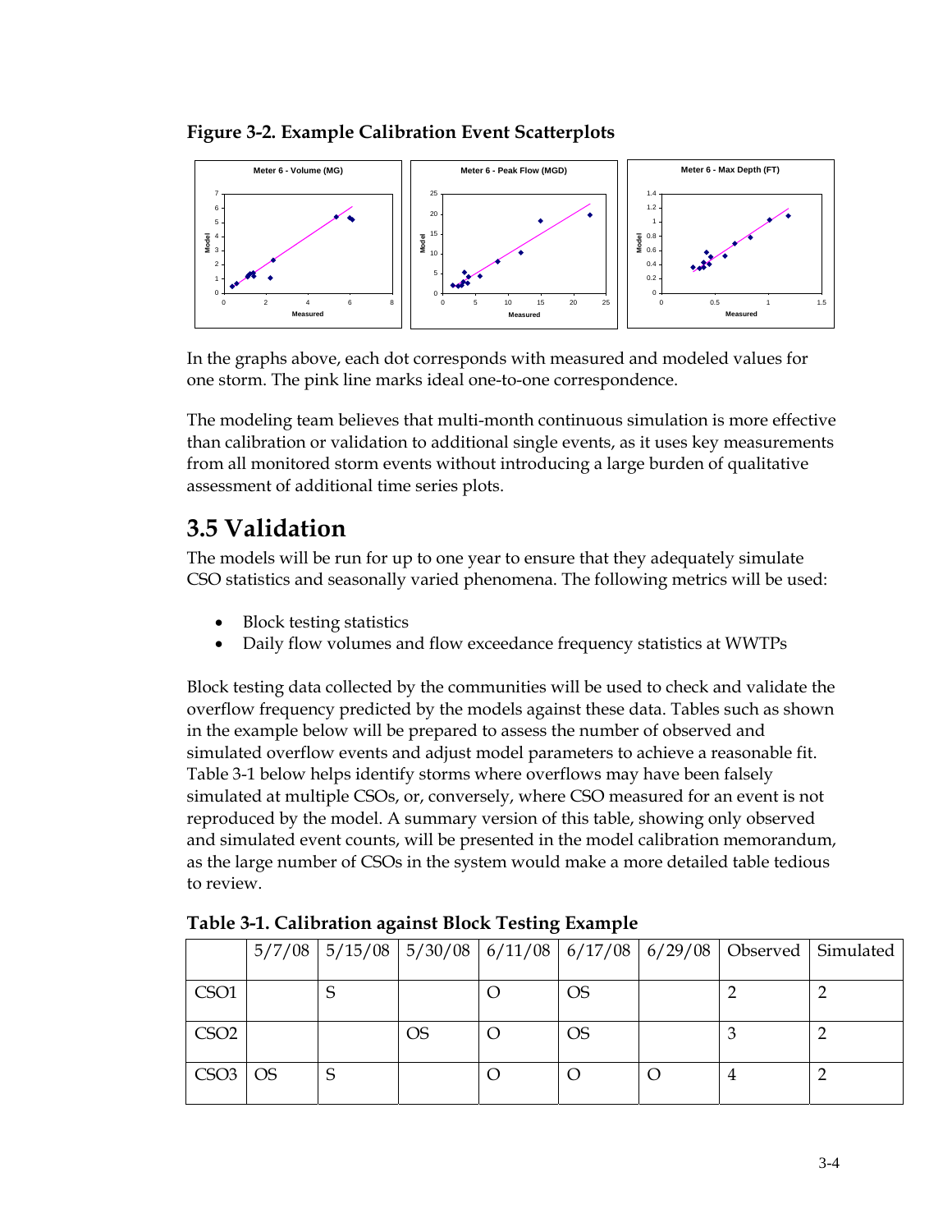**Figure 3-2. Example Calibration Event Scatterplots**

In the graphs above, each dot corresponds with measured and modeled values for one storm. The pink line marks ideal one-to-one correspondence.

The modeling team believes that multi-month continuous simulation is more effective than calibration or validation to additional single events, as it uses key measurements from all monitored storm events without introducing a large burden of qualitative assessment of additional time series plots.

## 3.5 Validation

The models will be run for up to one year to ensure that they adequately simulate CSO statistics and seasonally varied phenomena. The following metrics will be used:

- Block testing statistics
- Daily flow volumes and flow exceedance frequency statistics at WWTPs

Block testing data collected by the communities will be used to check and validate the overflow frequency predicted by the models against these data. Tables such as shown in the example below will be prepared to assess the number of observed and simulated overflow events and adjust model parameters to achieve a reasonable fit. Table 3-1 below helps identify storms where overflows may have been falsely simulated at multiple CSOs, or, conversely, where CSO measured for an event is not reproduced by the model. A summary version of this table, showing only observed and simulated event counts, will be presented in the model calibration memorandum, as the large number of CSOs in the system would make a more detailed table tedious to review.

**Table 3-1. Calibration against Block Testing Example**

| | 5/7/08 | 5/15/08 | 5/30/08 | 6/11/08 | 6/17/08 | 6/29/08 | Observed | Simulated |
|---|---|---|---|---|---|---|---|---|
| CSO1 | | S | | O | OS | | 2 | 2 |
| CSO2 | | | OS | O | OS | | 3 | 2 |
| CSO3 | OS | S | | O | O | O | 4 | 2 |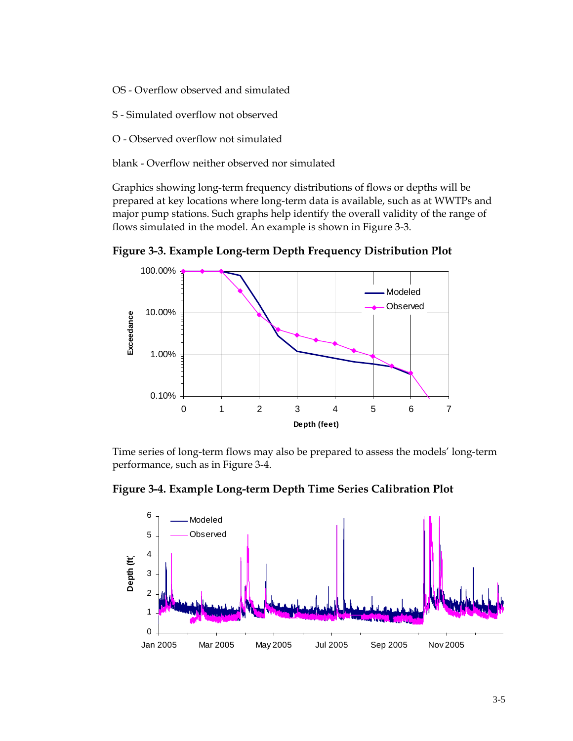OS - Overflow observed and simulated

S - Simulated overflow not observed

O - Observed overflow not simulated

blank - Overflow neither observed nor simulated

Graphics showing long-term frequency distributions of flows or depths will be prepared at key locations where long-term data is available, such as at WWTPs and major pump stations. Such graphs help identify the overall validity of the range of flows simulated in the model. An example is shown in Figure 3-3.

**Figure 3-3. Example Long-term Depth Frequency Distribution Plot**

Time series of long-term flows may also be prepared to assess the models' long-term performance, such as in Figure 3-4.

**Figure 3-4. Example Long-term Depth Time Series Calibration Plot**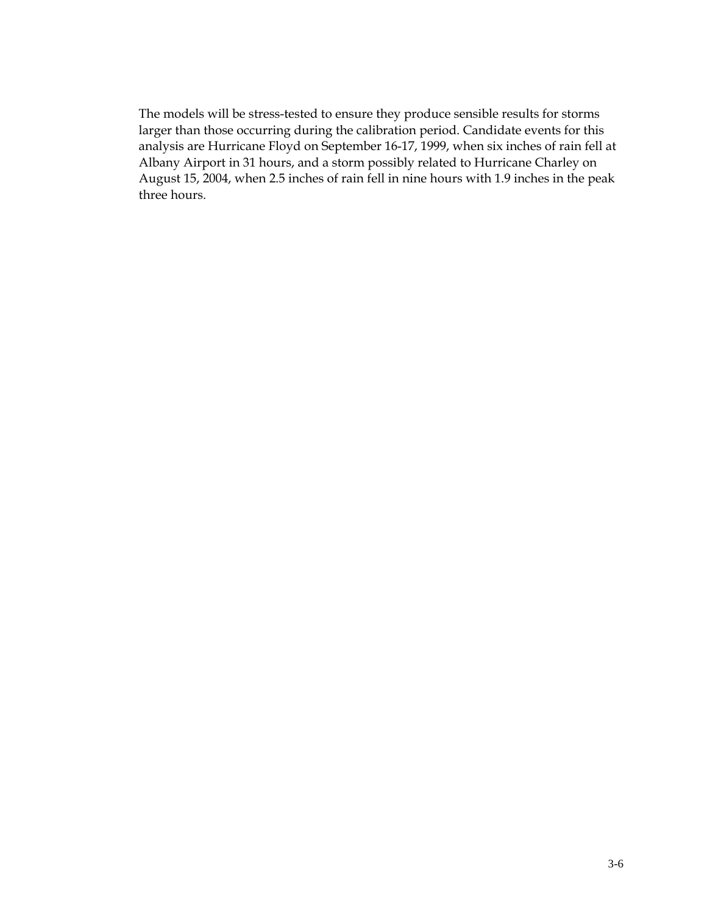The models will be stress-tested to ensure they produce sensible results for storms larger than those occurring during the calibration period. Candidate events for this analysis are Hurricane Floyd on September 16-17, 1999, when six inches of rain fell at Albany Airport in 31 hours, and a storm possibly related to Hurricane Charley on August 15, 2004, when 2.5 inches of rain fell in nine hours with 1.9 inches in the peak three hours.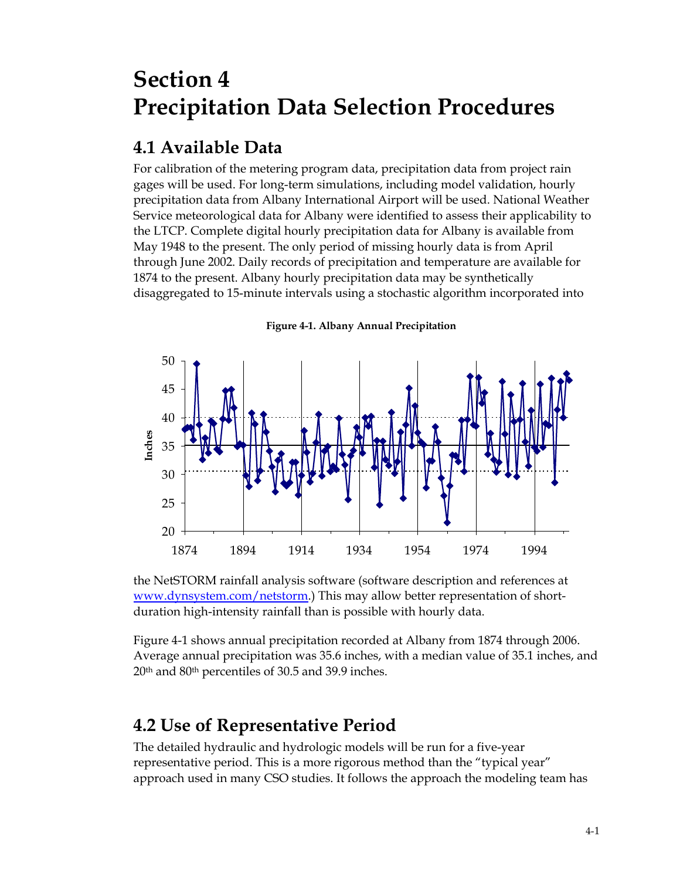# Section 4
# Precipitation Data Selection Procedures

## 4.1 Available Data

For calibration of the metering program data, precipitation data from project rain gages will be used. For long-term simulations, including model validation, hourly precipitation data from Albany International Airport will be used. National Weather Service meteorological data for Albany were identified to assess their applicability to the LTCP. Complete digital hourly precipitation data for Albany is available from May 1948 to the present. The only period of missing hourly data is from April through June 2002. Daily records of precipitation and temperature are available for 1874 to the present. Albany hourly precipitation data may be synthetically disaggregated to 15-minute intervals using a stochastic algorithm incorporated into

**Figure 4-1. Albany Annual Precipitation**

the NetSTORM rainfall analysis software (software description and references at [www.dynsystem.com/netstorm](http://www.dynsystem.com/netstorm).) This may allow better representation of short-duration high-intensity rainfall than is possible with hourly data.

Figure 4-1 shows annual precipitation recorded at Albany from 1874 through 2006. Average annual precipitation was 35.6 inches, with a median value of 35.1 inches, and 20th and 80th percentiles of 30.5 and 39.9 inches.

## 4.2 Use of Representative Period

The detailed hydraulic and hydrologic models will be run for a five-year representative period. This is a more rigorous method than the "typical year" approach used in many CSO studies. It follows the approach the modeling team has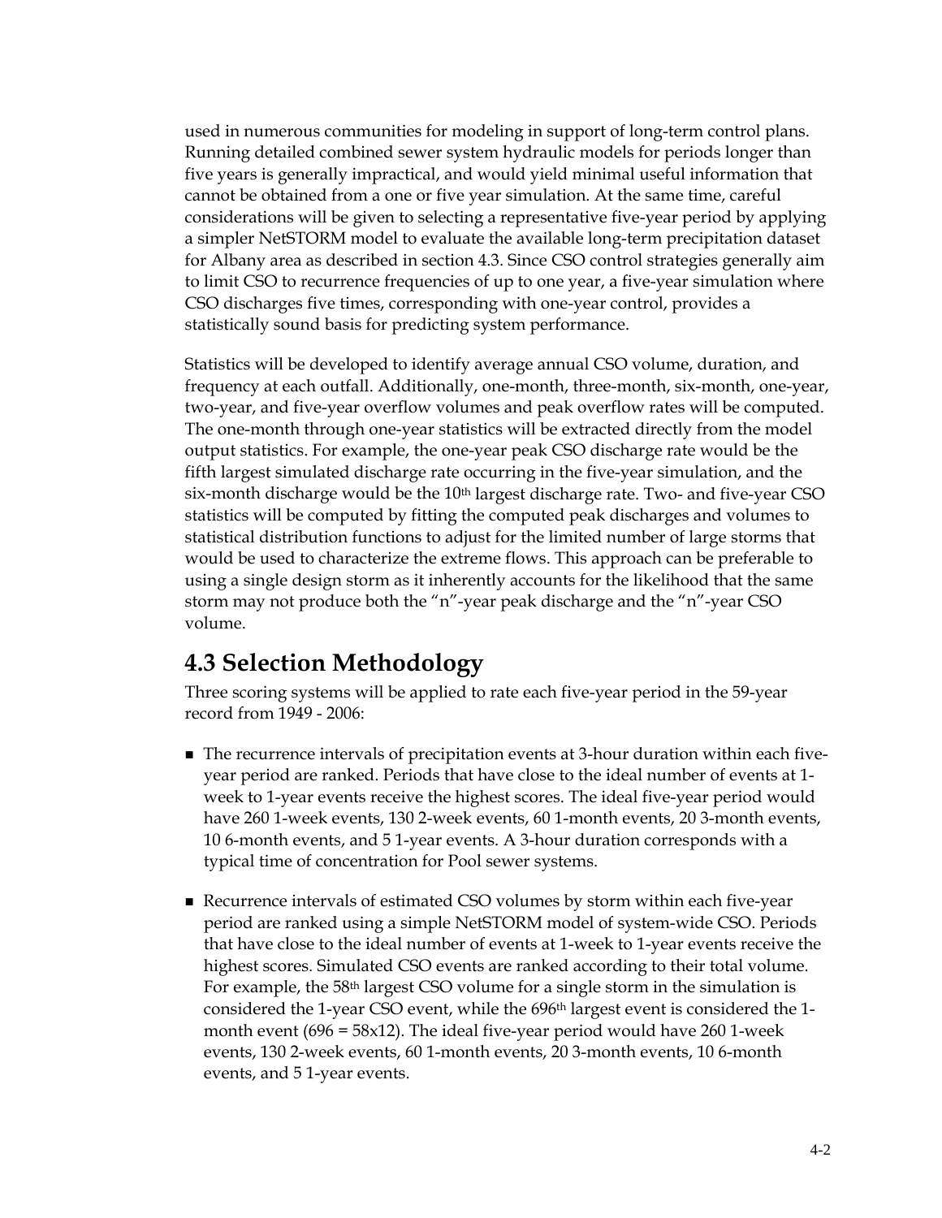used in numerous communities for modeling in support of long-term control plans. Running detailed combined sewer system hydraulic models for periods longer than five years is generally impractical, and would yield minimal useful information that cannot be obtained from a one or five year simulation. At the same time, careful considerations will be given to selecting a representative five-year period by applying a simpler NetSTORM model to evaluate the available long-term precipitation dataset for Albany area as described in section 4.3. Since CSO control strategies generally aim to limit CSO to recurrence frequencies of up to one year, a five-year simulation where CSO discharges five times, corresponding with one-year control, provides a statistically sound basis for predicting system performance.

Statistics will be developed to identify average annual CSO volume, duration, and frequency at each outfall. Additionally, one-month, three-month, six-month, one-year, two-year, and five-year overflow volumes and peak overflow rates will be computed. The one-month through one-year statistics will be extracted directly from the model output statistics. For example, the one-year peak CSO discharge rate would be the fifth largest simulated discharge rate occurring in the five-year simulation, and the six-month discharge would be the 10th largest discharge rate. Two- and five-year CSO statistics will be computed by fitting the computed peak discharges and volumes to statistical distribution functions to adjust for the limited number of large storms that would be used to characterize the extreme flows. This approach can be preferable to using a single design storm as it inherently accounts for the likelihood that the same storm may not produce both the "n"-year peak discharge and the "n"-year CSO volume.

## 4.3 Selection Methodology

Three scoring systems will be applied to rate each five-year period in the 59-year record from 1949 - 2006:

- The recurrence intervals of precipitation events at 3-hour duration within each five-year period are ranked. Periods that have close to the ideal number of events at 1-week to 1-year events receive the highest scores. The ideal five-year period would have 260 1-week events, 130 2-week events, 60 1-month events, 20 3-month events, 10 6-month events, and 5 1-year events. A 3-hour duration corresponds with a typical time of concentration for Pool sewer systems.

- Recurrence intervals of estimated CSO volumes by storm within each five-year period are ranked using a simple NetSTORM model of system-wide CSO. Periods that have close to the ideal number of events at 1-week to 1-year events receive the highest scores. Simulated CSO events are ranked according to their total volume. For example, the 58th largest CSO volume for a single storm in the simulation is considered the 1-year CSO event, while the 696th largest event is considered the 1-month event (696 = 58x12). The ideal five-year period would have 260 1-week events, 130 2-week events, 60 1-month events, 20 3-month events, 10 6-month events, and 5 1-year events.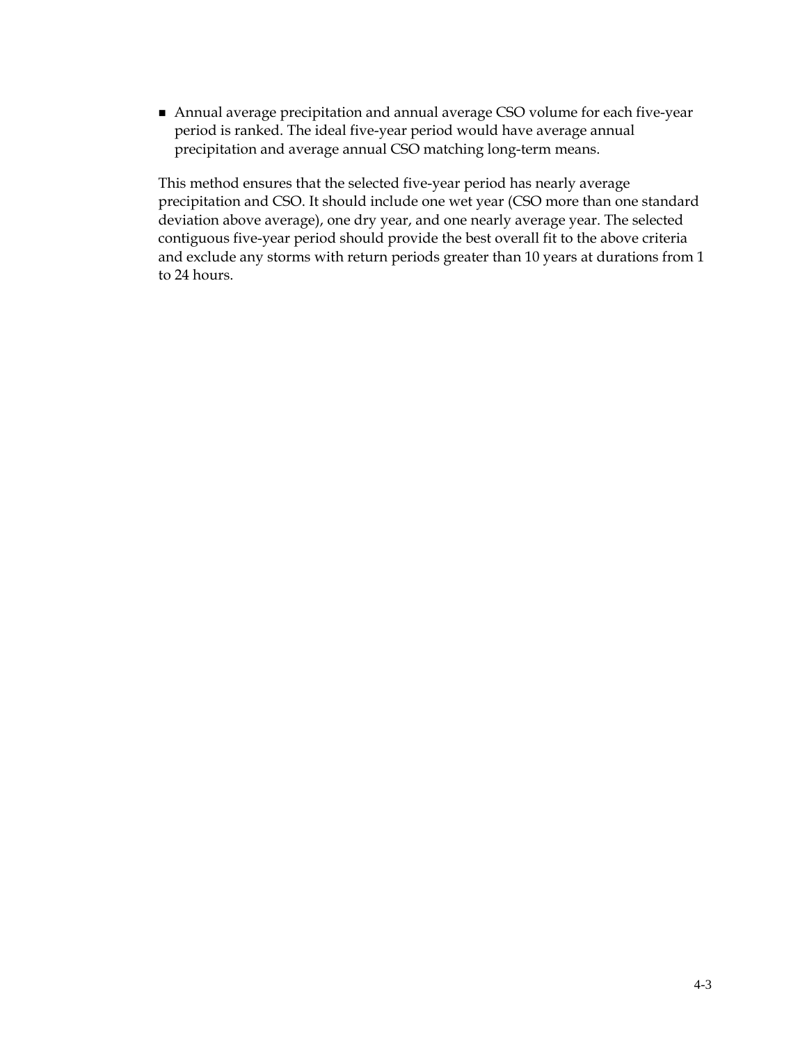- Annual average precipitation and annual average CSO volume for each five-year period is ranked. The ideal five-year period would have average annual precipitation and average annual CSO matching long-term means.

This method ensures that the selected five-year period has nearly average precipitation and CSO. It should include one wet year (CSO more than one standard deviation above average), one dry year, and one nearly average year. The selected contiguous five-year period should provide the best overall fit to the above criteria and exclude any storms with return periods greater than 10 years at durations from 1 to 24 hours.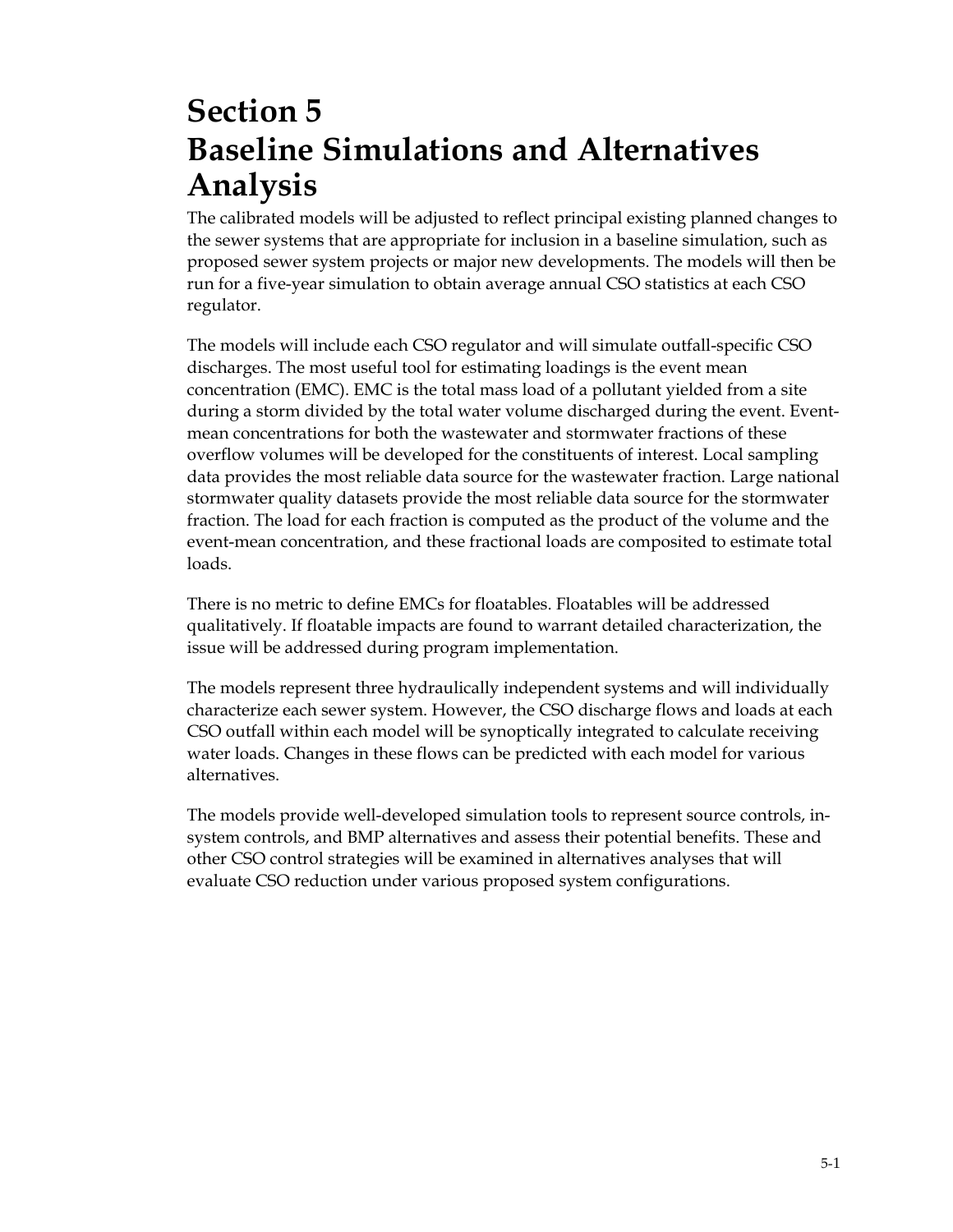# Section 5
# Baseline Simulations and Alternatives Analysis

The calibrated models will be adjusted to reflect principal existing planned changes to the sewer systems that are appropriate for inclusion in a baseline simulation, such as proposed sewer system projects or major new developments. The models will then be run for a five-year simulation to obtain average annual CSO statistics at each CSO regulator.

The models will include each CSO regulator and will simulate outfall-specific CSO discharges. The most useful tool for estimating loadings is the event mean concentration (EMC). EMC is the total mass load of a pollutant yielded from a site during a storm divided by the total water volume discharged during the event. Event-mean concentrations for both the wastewater and stormwater fractions of these overflow volumes will be developed for the constituents of interest. Local sampling data provides the most reliable data source for the wastewater fraction. Large national stormwater quality datasets provide the most reliable data source for the stormwater fraction. The load for each fraction is computed as the product of the volume and the event-mean concentration, and these fractional loads are composited to estimate total loads.

There is no metric to define EMCs for floatables. Floatables will be addressed qualitatively. If floatable impacts are found to warrant detailed characterization, the issue will be addressed during program implementation.

The models represent three hydraulically independent systems and will individually characterize each sewer system. However, the CSO discharge flows and loads at each CSO outfall within each model will be synoptically integrated to calculate receiving water loads. Changes in these flows can be predicted with each model for various alternatives.

The models provide well-developed simulation tools to represent source controls, in-system controls, and BMP alternatives and assess their potential benefits. These and other CSO control strategies will be examined in alternatives analyses that will evaluate CSO reduction under various proposed system configurations.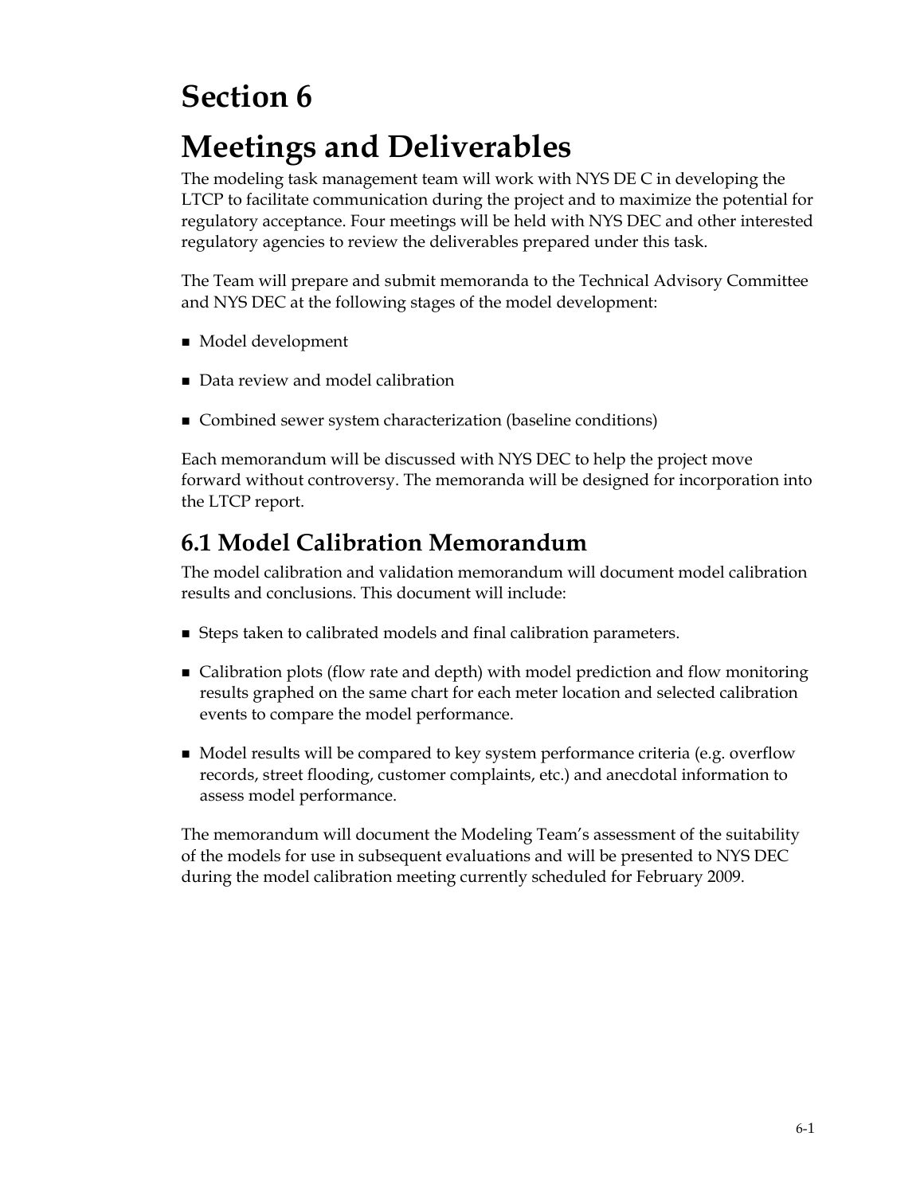# Section 6

# Meetings and Deliverables

The modeling task management team will work with NYS DE C in developing the LTCP to facilitate communication during the project and to maximize the potential for regulatory acceptance. Four meetings will be held with NYS DEC and other interested regulatory agencies to review the deliverables prepared under this task.

The Team will prepare and submit memoranda to the Technical Advisory Committee and NYS DEC at the following stages of the model development:

- Model development
- Data review and model calibration
- Combined sewer system characterization (baseline conditions)

Each memorandum will be discussed with NYS DEC to help the project move forward without controversy. The memoranda will be designed for incorporation into the LTCP report.

## 6.1 Model Calibration Memorandum

The model calibration and validation memorandum will document model calibration results and conclusions. This document will include:

- Steps taken to calibrated models and final calibration parameters.
- Calibration plots (flow rate and depth) with model prediction and flow monitoring results graphed on the same chart for each meter location and selected calibration events to compare the model performance.
- Model results will be compared to key system performance criteria (e.g. overflow records, street flooding, customer complaints, etc.) and anecdotal information to assess model performance.

The memorandum will document the Modeling Team's assessment of the suitability of the models for use in subsequent evaluations and will be presented to NYS DEC during the model calibration meeting currently scheduled for February 2009.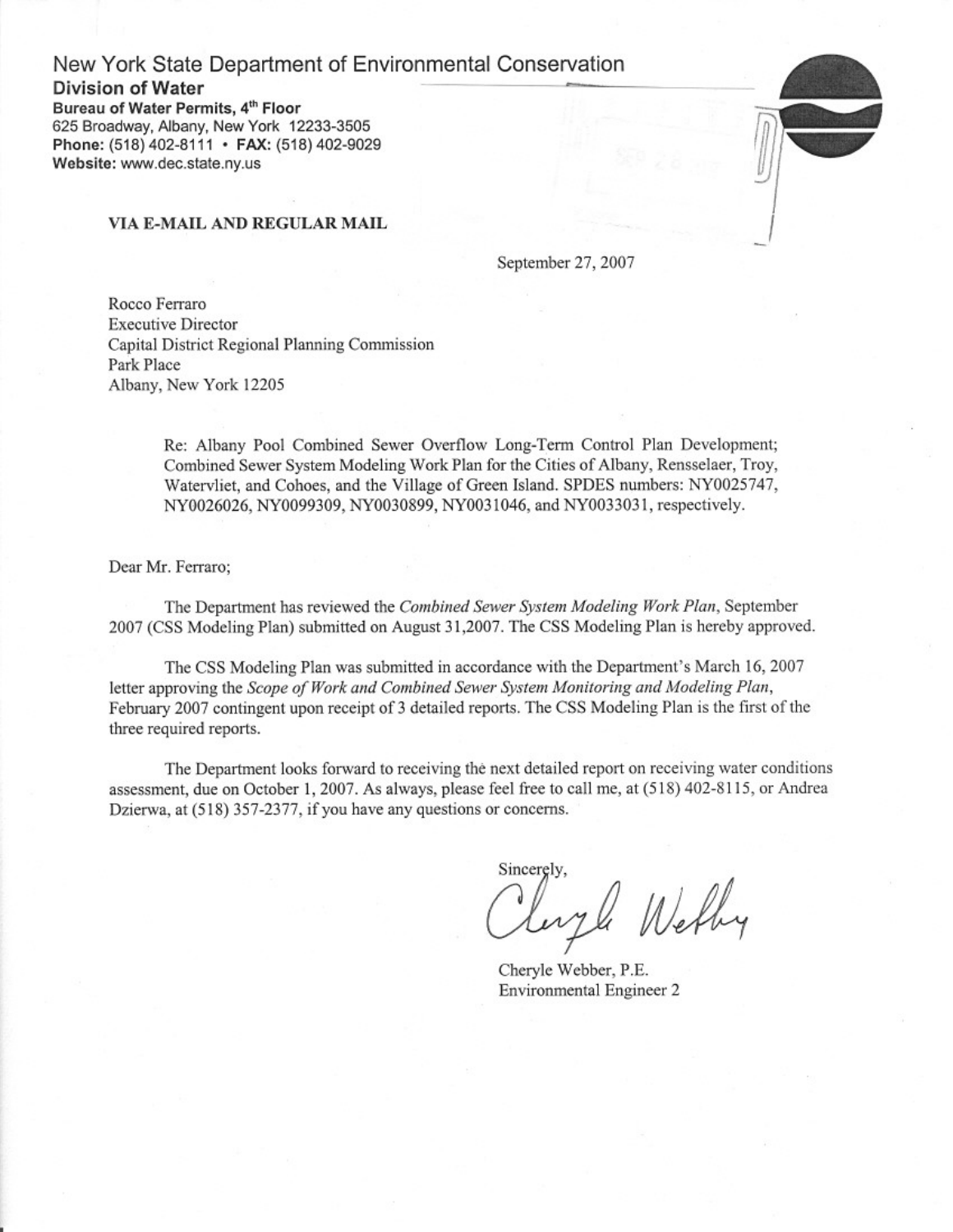New York State Department of Environmental Conservation

**Division of Water**

**Bureau of Water Permits, 4th Floor**
625 Broadway, Albany, New York 12233-3505
**Phone:** (518) 402-8111 • **FAX:** (518) 402-9029
**Website:** www.dec.state.ny.us

**VIA E-MAIL AND REGULAR MAIL**

September 27, 2007

Rocco Ferraro
Executive Director
Capital District Regional Planning Commission
Park Place
Albany, New York 12205

Re: Albany Pool Combined Sewer Overflow Long-Term Control Plan Development; Combined Sewer System Modeling Work Plan for the Cities of Albany, Rensselaer, Troy, Watervliet, and Cohoes, and the Village of Green Island. SPDES numbers: NY0025747, NY0026026, NY0099309, NY0030899, NY0031046, and NY0033031, respectively.

Dear Mr. Ferraro;

The Department has reviewed the *Combined Sewer System Modeling Work Plan*, September 2007 (CSS Modeling Plan) submitted on August 31,2007. The CSS Modeling Plan is hereby approved.

The CSS Modeling Plan was submitted in accordance with the Department's March 16, 2007 letter approving the *Scope of Work and Combined Sewer System Monitoring and Modeling Plan*, February 2007 contingent upon receipt of 3 detailed reports. The CSS Modeling Plan is the first of the three required reports.

The Department looks forward to receiving the next detailed report on receiving water conditions assessment, due on October 1, 2007. As always, please feel free to call me, at (518) 402-8115, or Andrea Dzierwa, at (518) 357-2377, if you have any questions or concerns.

Sincerely,

Cheryle Webber

Cheryle Webber, P.E.
Environmental Engineer 2